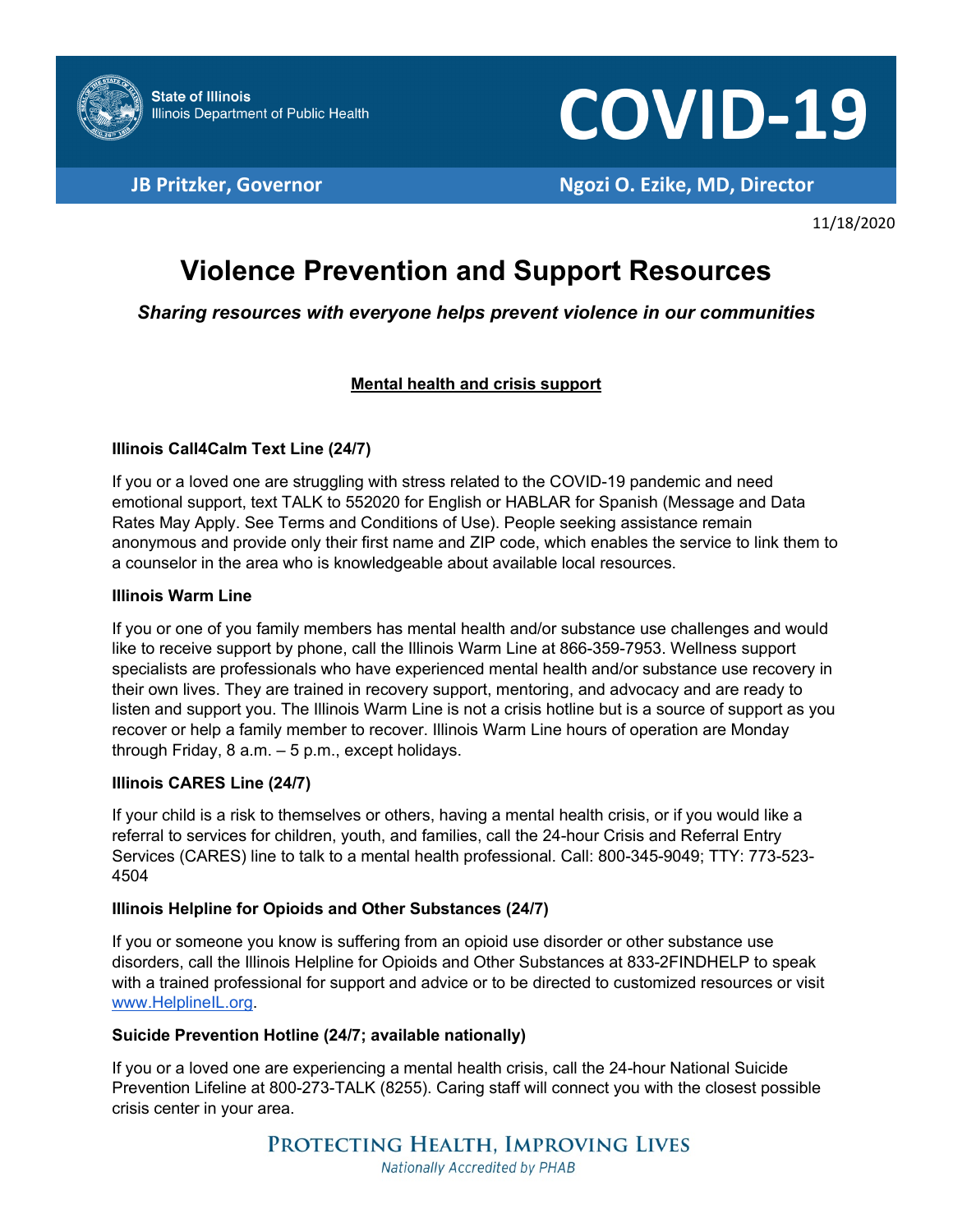State of Illinois
Illinois Department of Public Health

# COVID-19

**JB Pritzker, Governor** **Ngozi O. Ezike, MD, Director**

11/18/2020

# Violence Prevention and Support Resources

***Sharing resources with everyone helps prevent violence in our communities***

## Mental health and crisis support

### Illinois Call4Calm Text Line (24/7)

If you or a loved one are struggling with stress related to the COVID-19 pandemic and need emotional support, text TALK to 552020 for English or HABLAR for Spanish (Message and Data Rates May Apply. See Terms and Conditions of Use). People seeking assistance remain anonymous and provide only their first name and ZIP code, which enables the service to link them to a counselor in the area who is knowledgeable about available local resources.

### Illinois Warm Line

If you or one of you family members has mental health and/or substance use challenges and would like to receive support by phone, call the Illinois Warm Line at 866-359-7953. Wellness support specialists are professionals who have experienced mental health and/or substance use recovery in their own lives. They are trained in recovery support, mentoring, and advocacy and are ready to listen and support you. The Illinois Warm Line is not a crisis hotline but is a source of support as you recover or help a family member to recover. Illinois Warm Line hours of operation are Monday through Friday, 8 a.m. – 5 p.m., except holidays.

### Illinois CARES Line (24/7)

If your child is a risk to themselves or others, having a mental health crisis, or if you would like a referral to services for children, youth, and families, call the 24-hour Crisis and Referral Entry Services (CARES) line to talk to a mental health professional. Call: 800-345-9049; TTY: 773-523-4504

### Illinois Helpline for Opioids and Other Substances (24/7)

If you or someone you know is suffering from an opioid use disorder or other substance use disorders, call the Illinois Helpline for Opioids and Other Substances at 833-2FINDHELP to speak with a trained professional for support and advice or to be directed to customized resources or visit www.HelplineIL.org.

### Suicide Prevention Hotline (24/7; available nationally)

If you or a loved one are experiencing a mental health crisis, call the 24-hour National Suicide Prevention Lifeline at 800-273-TALK (8255). Caring staff will connect you with the closest possible crisis center in your area.

PROTECTING HEALTH, IMPROVING LIVES
*Nationally Accredited by PHAB*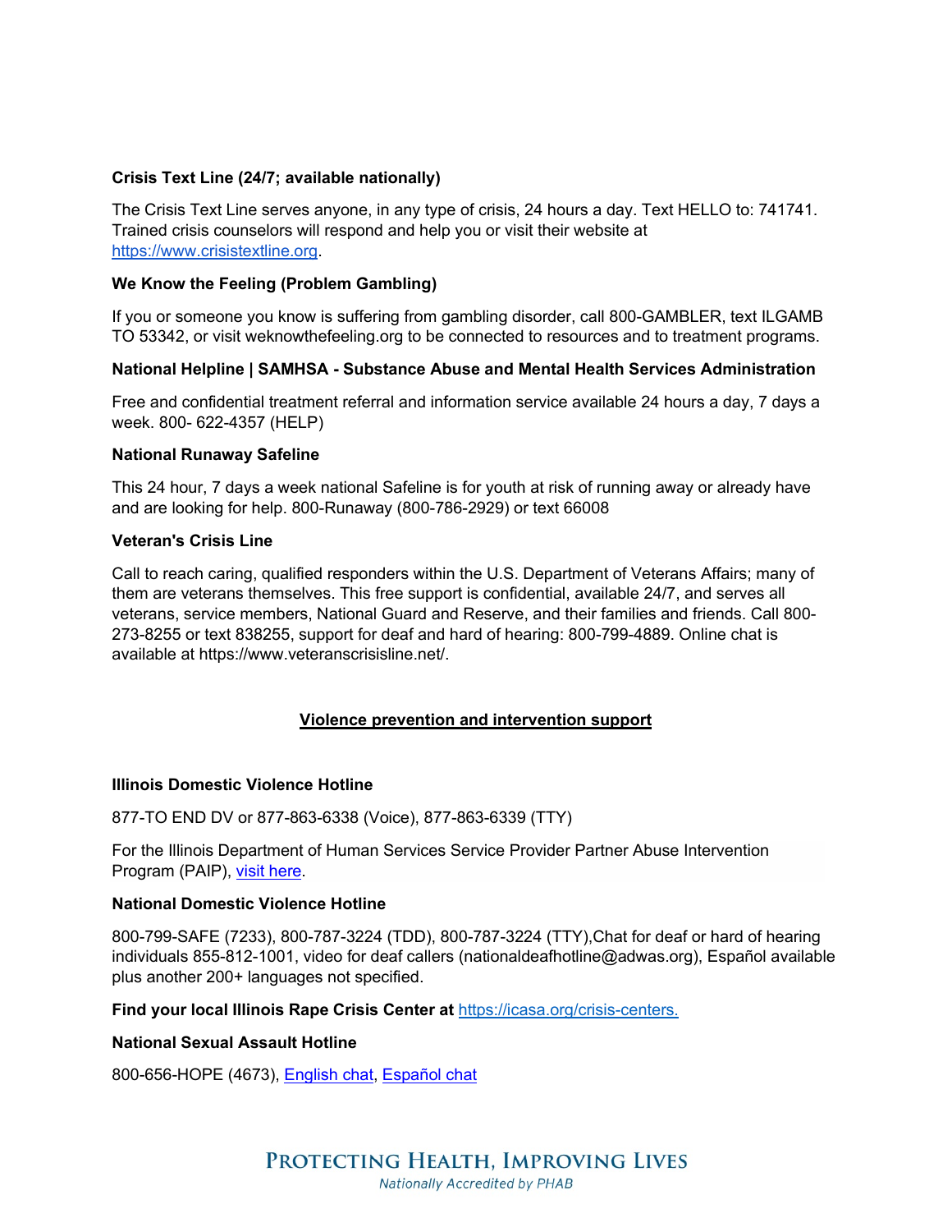**Crisis Text Line (24/7; available nationally)**

The Crisis Text Line serves anyone, in any type of crisis, 24 hours a day. Text HELLO to: 741741. Trained crisis counselors will respond and help you or visit their website at [https://www.crisistextline.org](https://www.crisistextline.org).

**We Know the Feeling (Problem Gambling)**

If you or someone you know is suffering from gambling disorder, call 800-GAMBLER, text ILGAMB TO 53342, or visit weknowthefeeling.org to be connected to resources and to treatment programs.

**National Helpline | SAMHSA - Substance Abuse and Mental Health Services Administration**

Free and confidential treatment referral and information service available 24 hours a day, 7 days a week. 800- 622-4357 (HELP)

**National Runaway Safeline**

This 24 hour, 7 days a week national Safeline is for youth at risk of running away or already have and are looking for help. 800-Runaway (800-786-2929) or text 66008

**Veteran's Crisis Line**

Call to reach caring, qualified responders within the U.S. Department of Veterans Affairs; many of them are veterans themselves. This free support is confidential, available 24/7, and serves all veterans, service members, National Guard and Reserve, and their families and friends. Call 800-273-8255 or text 838255, support for deaf and hard of hearing: 800-799-4889. Online chat is available at https://www.veteranscrisisline.net/.

## Violence prevention and intervention support

**Illinois Domestic Violence Hotline**

877-TO END DV or 877-863-6338 (Voice), 877-863-6339 (TTY)

For the Illinois Department of Human Services Service Provider Partner Abuse Intervention Program (PAIP), visit here.

**National Domestic Violence Hotline**

800-799-SAFE (7233), 800-787-3224 (TDD), 800-787-3224 (TTY),Chat for deaf or hard of hearing individuals 855-812-1001, video for deaf callers (nationaldeafhotline@adwas.org), Español available plus another 200+ languages not specified.

**Find your local Illinois Rape Crisis Center at** [https://icasa.org/crisis-centers.](https://icasa.org/crisis-centers)

**National Sexual Assault Hotline**

800-656-HOPE (4673), English chat, Español chat

PROTECTING HEALTH, IMPROVING LIVES

*Nationally Accredited by PHAB*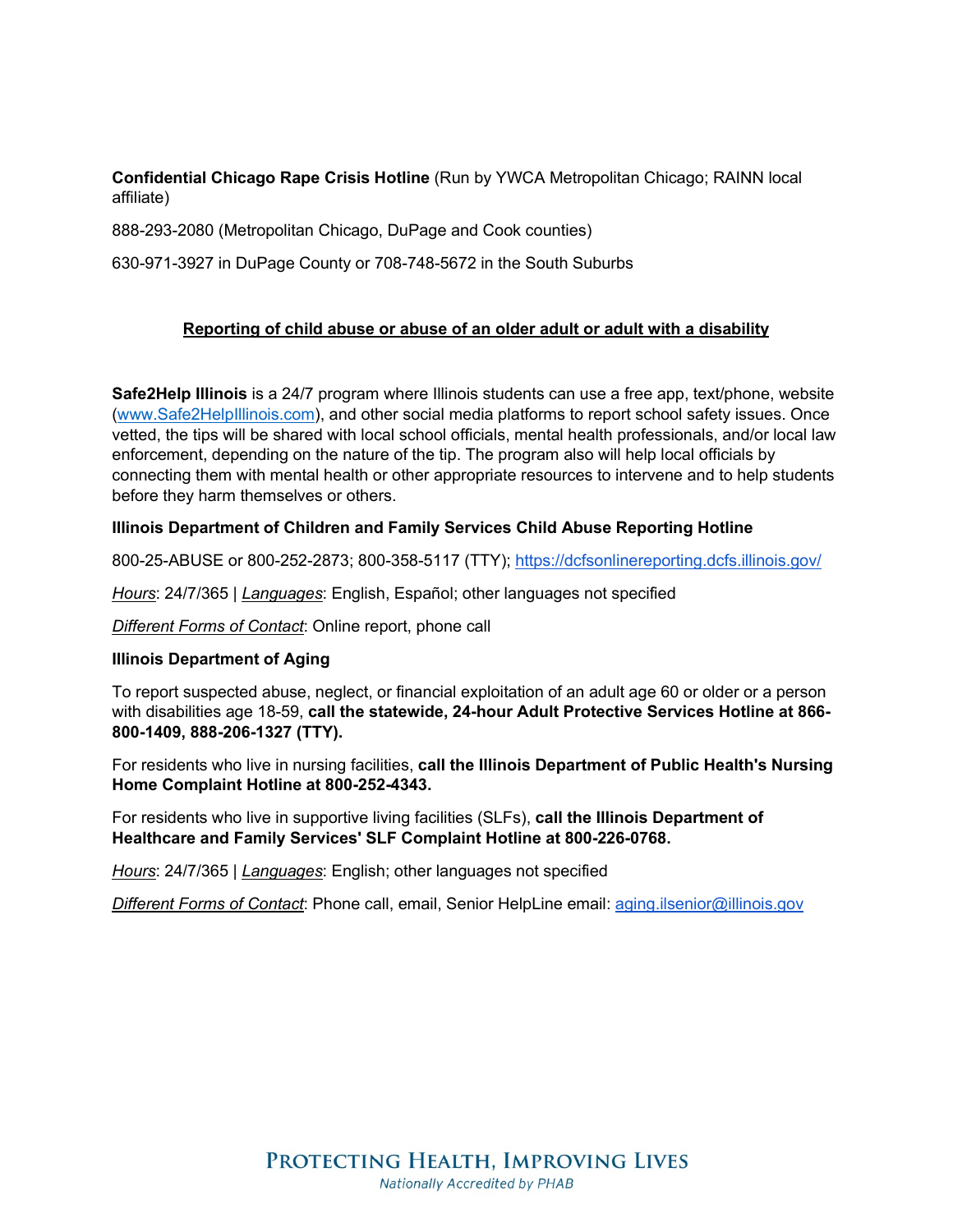**Confidential Chicago Rape Crisis Hotline** (Run by YWCA Metropolitan Chicago; RAINN local affiliate)

888-293-2080 (Metropolitan Chicago, DuPage and Cook counties)

630-971-3927 in DuPage County or 708-748-5672 in the South Suburbs

## Reporting of child abuse or abuse of an older adult or adult with a disability

**Safe2Help Illinois** is a 24/7 program where Illinois students can use a free app, text/phone, website ([www.Safe2HelpIllinois.com](www.Safe2HelpIllinois.com)), and other social media platforms to report school safety issues. Once vetted, the tips will be shared with local school officials, mental health professionals, and/or local law enforcement, depending on the nature of the tip. The program also will help local officials by connecting them with mental health or other appropriate resources to intervene and to help students before they harm themselves or others.

**Illinois Department of Children and Family Services Child Abuse Reporting Hotline**

800-25-ABUSE or 800-252-2873; 800-358-5117 (TTY); [https://dcfsonlinereporting.dcfs.illinois.gov/](https://dcfsonlinereporting.dcfs.illinois.gov/)

*Hours*: 24/7/365 | *Languages*: English, Español; other languages not specified

*Different Forms of Contact*: Online report, phone call

**Illinois Department of Aging**

To report suspected abuse, neglect, or financial exploitation of an adult age 60 or older or a person with disabilities age 18-59, **call the statewide, 24-hour Adult Protective Services Hotline at 866-800-1409, 888-206-1327 (TTY).**

For residents who live in nursing facilities, **call the Illinois Department of Public Health's Nursing Home Complaint Hotline at 800-252-4343.**

For residents who live in supportive living facilities (SLFs), **call the Illinois Department of Healthcare and Family Services' SLF Complaint Hotline at 800-226-0768.**

*Hours*: 24/7/365 | *Languages*: English; other languages not specified

*Different Forms of Contact*: Phone call, email, Senior HelpLine email: [aging.ilsenior@illinois.gov](mailto:aging.ilsenior@illinois.gov)